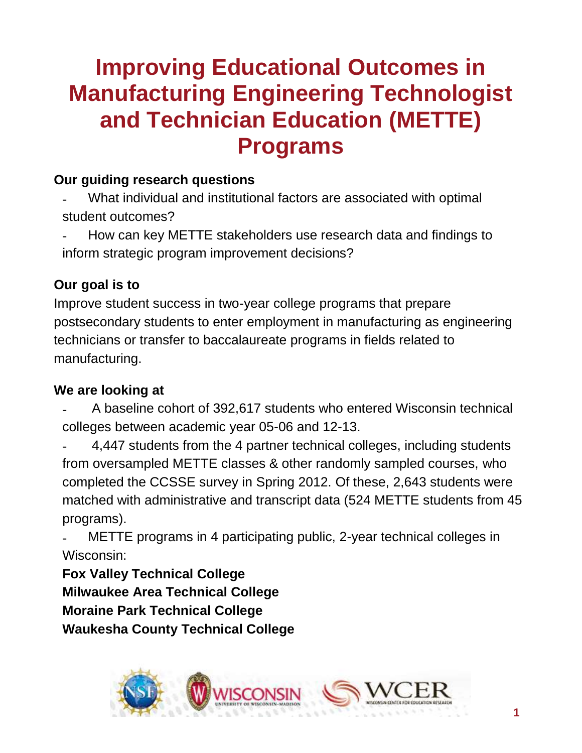# Improving Educational Outcomes in Manufacturing Engineering Technologist and Technician Education (METTE) Programs

**Our guiding research questions**

- What individual and institutional factors are associated with optimal student outcomes?
- How can key METTE stakeholders use research data and findings to inform strategic program improvement decisions?

**Our goal is to**

Improve student success in two-year college programs that prepare postsecondary students to enter employment in manufacturing as engineering technicians or transfer to baccalaureate programs in fields related to manufacturing.

**We are looking at**

- A baseline cohort of 392,617 students who entered Wisconsin technical colleges between academic year 05-06 and 12-13.
- 4,447 students from the 4 partner technical colleges, including students from oversampled METTE classes & other randomly sampled courses, who completed the CCSSE survey in Spring 2012. Of these, 2,643 students were matched with administrative and transcript data (524 METTE students from 45 programs).
- METTE programs in 4 participating public, 2-year technical colleges in Wisconsin:

**Fox Valley Technical College**
**Milwaukee Area Technical College**
**Moraine Park Technical College**
**Waukesha County Technical College**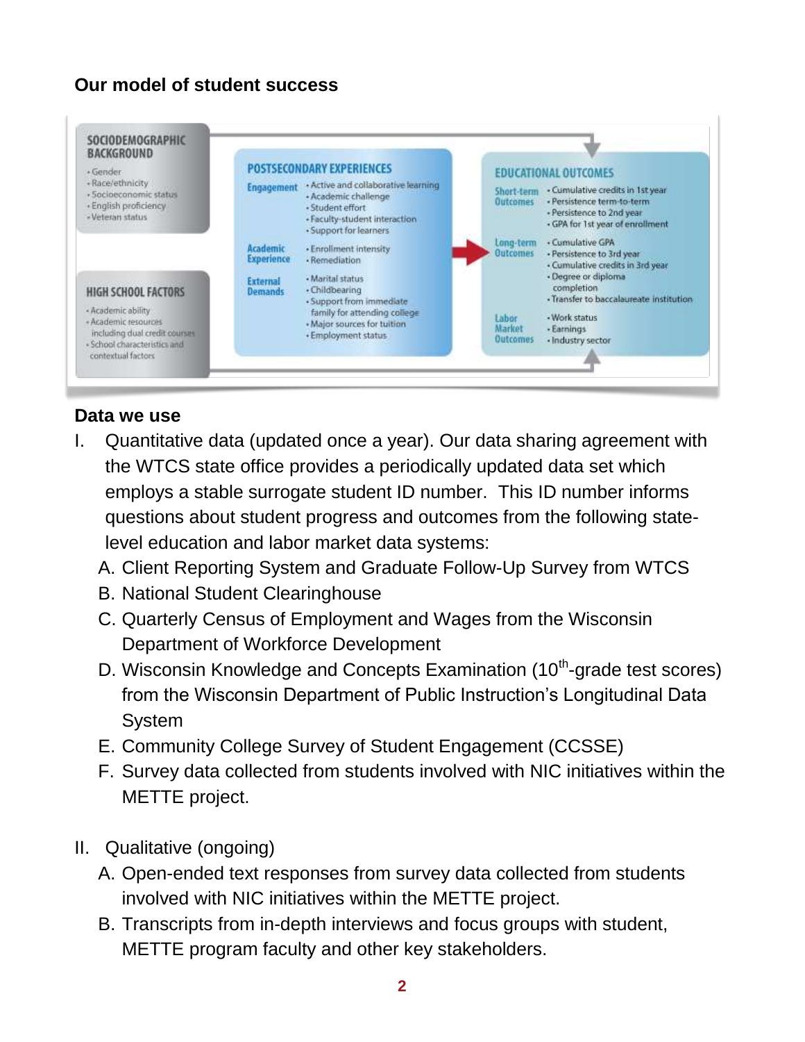## Our model of student success

**SOCIODEMOGRAPHIC BACKGROUND**
- Gender
- Race/ethnicity
- Socioeconomic status
- English proficiency
- Veteran status

**HIGH SCHOOL FACTORS**
- Academic ability
- Academic resources including dual credit courses
- School characteristics and contextual factors

**POSTSECONDARY EXPERIENCES**

Engagement
- Active and collaborative learning
- Academic challenge
- Student effort
- Faculty-student interaction
- Support for learners

Academic Experience
- Enrollment intensity
- Remediation

External Demands
- Marital status
- Childbearing
- Support from immediate family for attending college
- Major sources for tuition
- Employment status

**EDUCATIONAL OUTCOMES**

Short-term Outcomes
- Cumulative credits in 1st year
- Persistence term-to-term
- Persistence to 2nd year
- GPA for 1st year of enrollment

Long-term Outcomes
- Cumulative GPA
- Persistence to 3rd year
- Cumulative credits in 3rd year
- Degree or diploma completion
- Transfer to baccalaureate institution

Labor Market Outcomes
- Work status
- Earnings
- Industry sector

## Data we use

I. Quantitative data (updated once a year). Our data sharing agreement with the WTCS state office provides a periodically updated data set which employs a stable surrogate student ID number. This ID number informs questions about student progress and outcomes from the following state-level education and labor market data systems:
   A. Client Reporting System and Graduate Follow-Up Survey from WTCS
   B. National Student Clearinghouse
   C. Quarterly Census of Employment and Wages from the Wisconsin Department of Workforce Development
   D. Wisconsin Knowledge and Concepts Examination (10th-grade test scores) from the Wisconsin Department of Public Instruction's Longitudinal Data System
   E. Community College Survey of Student Engagement (CCSSE)
   F. Survey data collected from students involved with NIC initiatives within the METTE project.

II. Qualitative (ongoing)
   A. Open-ended text responses from survey data collected from students involved with NIC initiatives within the METTE project.
   B. Transcripts from in-depth interviews and focus groups with student, METTE program faculty and other key stakeholders.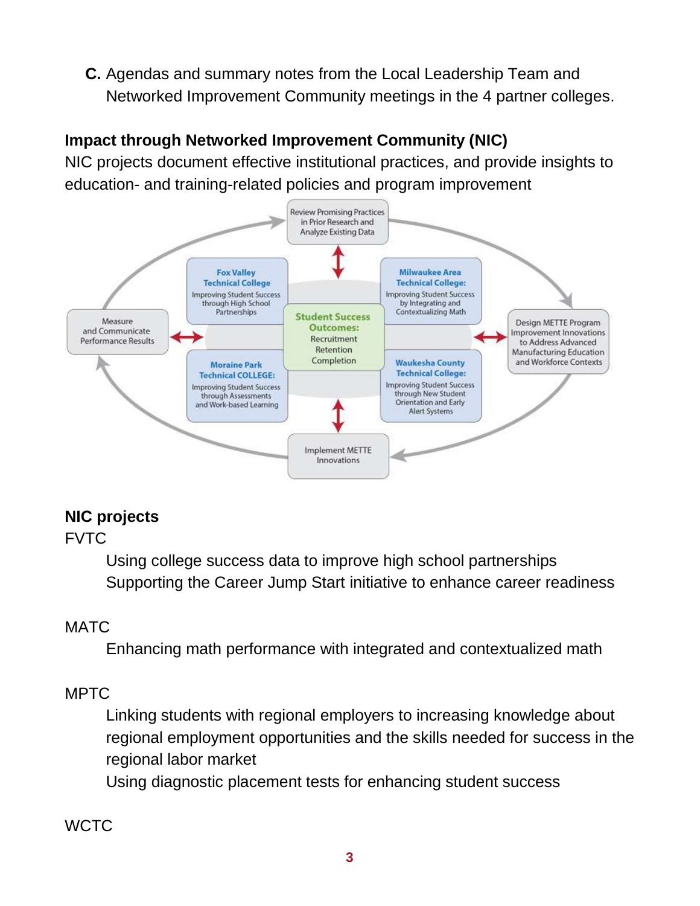**C.** Agendas and summary notes from the Local Leadership Team and Networked Improvement Community meetings in the 4 partner colleges.

## Impact through Networked Improvement Community (NIC)

NIC projects document effective institutional practices, and provide insights to education- and training-related policies and program improvement

Review Promising Practices in Prior Research and Analyze Existing Data

Fox Valley Technical College
Improving Student Success through High School Partnerships

Milwaukee Area Technical College:
Improving Student Success by Integrating and Contextualizing Math

Measure and Communicate Performance Results

Student Success Outcomes:
Recruitment
Retention
Completion

Design METTE Program Improvement Innovations to Address Advanced Manufacturing Education and Workforce Contexts

Moraine Park Technical COLLEGE:
Improving Student Success through Assessments and Work-based Learning

Waukesha County Technical College:
Improving Student Success through New Student Orientation and Early Alert Systems

Implement METTE Innovations

## NIC projects

FVTC

- Using college success data to improve high school partnerships
- Supporting the Career Jump Start initiative to enhance career readiness

MATC

- Enhancing math performance with integrated and contextualized math

MPTC

- Linking students with regional employers to increasing knowledge about regional employment opportunities and the skills needed for success in the regional labor market
- Using diagnostic placement tests for enhancing student success

WCTC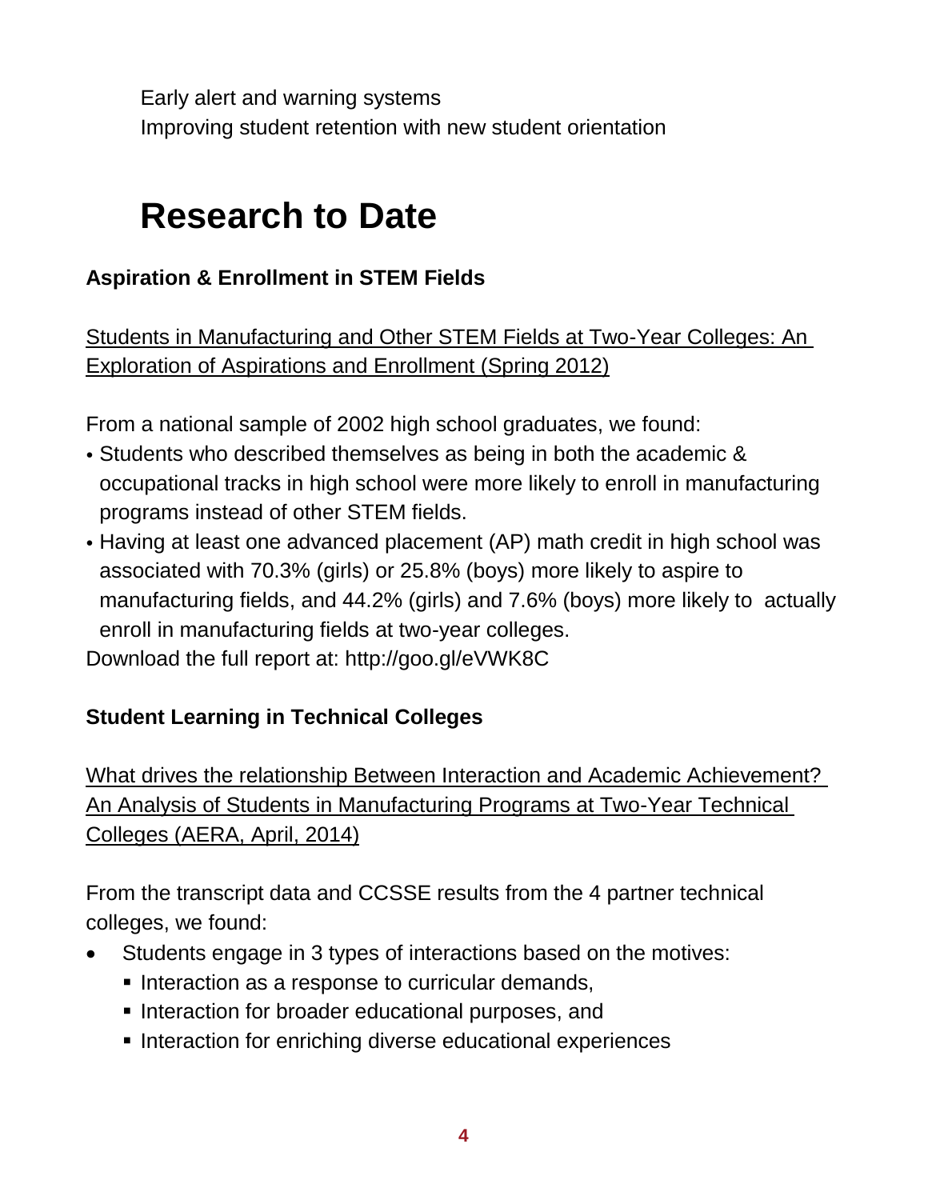Early alert and warning systems

Improving student retention with new student orientation

# Research to Date

**Aspiration & Enrollment in STEM Fields**

Students in Manufacturing and Other STEM Fields at Two-Year Colleges: An Exploration of Aspirations and Enrollment (Spring 2012)

From a national sample of 2002 high school graduates, we found:

- Students who described themselves as being in both the academic & occupational tracks in high school were more likely to enroll in manufacturing programs instead of other STEM fields.
- Having at least one advanced placement (AP) math credit in high school was associated with 70.3% (girls) or 25.8% (boys) more likely to aspire to manufacturing fields, and 44.2% (girls) and 7.6% (boys) more likely to actually enroll in manufacturing fields at two-year colleges.

Download the full report at: http://goo.gl/eVWK8C

**Student Learning in Technical Colleges**

What drives the relationship Between Interaction and Academic Achievement? An Analysis of Students in Manufacturing Programs at Two-Year Technical Colleges (AERA, April, 2014)

From the transcript data and CCSSE results from the 4 partner technical colleges, we found:

- Students engage in 3 types of interactions based on the motives:
  - Interaction as a response to curricular demands,
  - Interaction for broader educational purposes, and
  - Interaction for enriching diverse educational experiences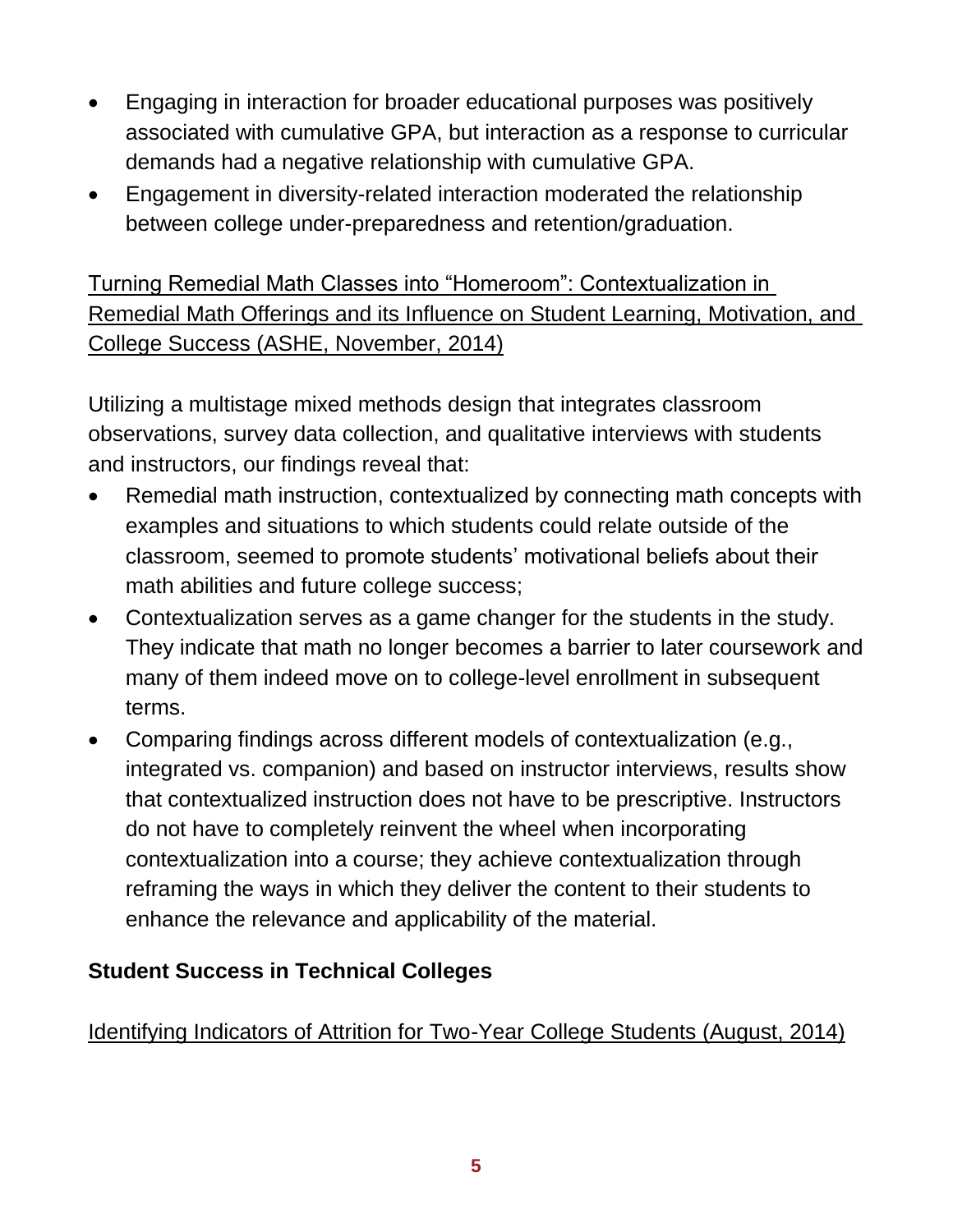- Engaging in interaction for broader educational purposes was positively associated with cumulative GPA, but interaction as a response to curricular demands had a negative relationship with cumulative GPA.
- Engagement in diversity-related interaction moderated the relationship between college under-preparedness and retention/graduation.

Turning Remedial Math Classes into "Homeroom": Contextualization in Remedial Math Offerings and its Influence on Student Learning, Motivation, and College Success (ASHE, November, 2014)

Utilizing a multistage mixed methods design that integrates classroom observations, survey data collection, and qualitative interviews with students and instructors, our findings reveal that:

- Remedial math instruction, contextualized by connecting math concepts with examples and situations to which students could relate outside of the classroom, seemed to promote students' motivational beliefs about their math abilities and future college success;
- Contextualization serves as a game changer for the students in the study. They indicate that math no longer becomes a barrier to later coursework and many of them indeed move on to college-level enrollment in subsequent terms.
- Comparing findings across different models of contextualization (e.g., integrated vs. companion) and based on instructor interviews, results show that contextualized instruction does not have to be prescriptive. Instructors do not have to completely reinvent the wheel when incorporating contextualization into a course; they achieve contextualization through reframing the ways in which they deliver the content to their students to enhance the relevance and applicability of the material.

**Student Success in Technical Colleges**

Identifying Indicators of Attrition for Two-Year College Students (August, 2014)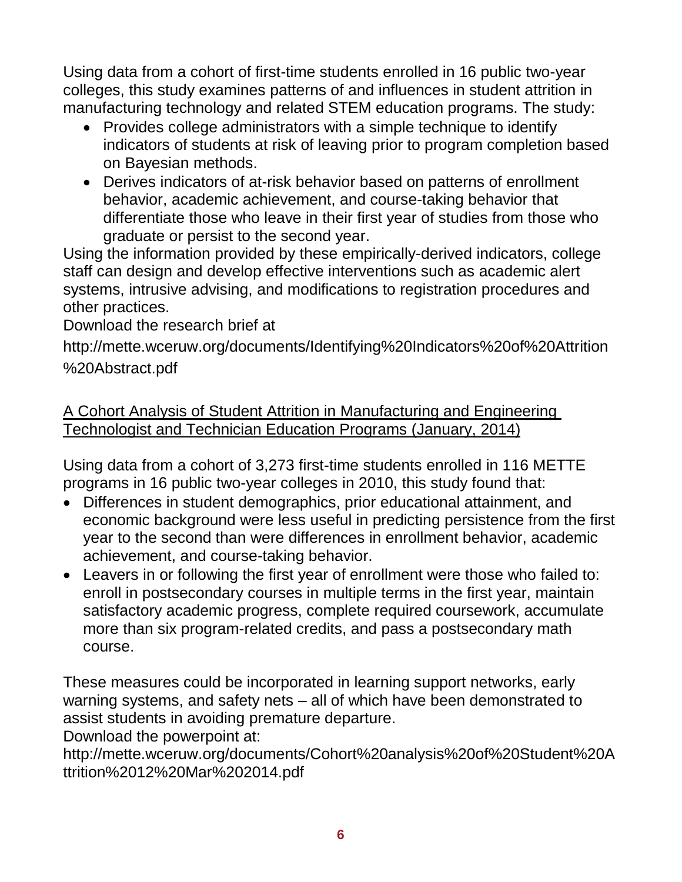Using data from a cohort of first-time students enrolled in 16 public two-year colleges, this study examines patterns of and influences in student attrition in manufacturing technology and related STEM education programs. The study:

- Provides college administrators with a simple technique to identify indicators of students at risk of leaving prior to program completion based on Bayesian methods.
- Derives indicators of at-risk behavior based on patterns of enrollment behavior, academic achievement, and course-taking behavior that differentiate those who leave in their first year of studies from those who graduate or persist to the second year.

Using the information provided by these empirically-derived indicators, college staff can design and develop effective interventions such as academic alert systems, intrusive advising, and modifications to registration procedures and other practices.

Download the research brief at

http://mette.wceruw.org/documents/Identifying%20Indicators%20of%20Attrition%20Abstract.pdf

<u>A Cohort Analysis of Student Attrition in Manufacturing and Engineering Technologist and Technician Education Programs (January, 2014)</u>

Using data from a cohort of 3,273 first-time students enrolled in 116 METTE programs in 16 public two-year colleges in 2010, this study found that:

- Differences in student demographics, prior educational attainment, and economic background were less useful in predicting persistence from the first year to the second than were differences in enrollment behavior, academic achievement, and course-taking behavior.
- Leavers in or following the first year of enrollment were those who failed to: enroll in postsecondary courses in multiple terms in the first year, maintain satisfactory academic progress, complete required coursework, accumulate more than six program-related credits, and pass a postsecondary math course.

These measures could be incorporated in learning support networks, early warning systems, and safety nets – all of which have been demonstrated to assist students in avoiding premature departure.

Download the powerpoint at:

http://mette.wceruw.org/documents/Cohort%20analysis%20of%20Student%20Attrition%2012%20Mar%202014.pdf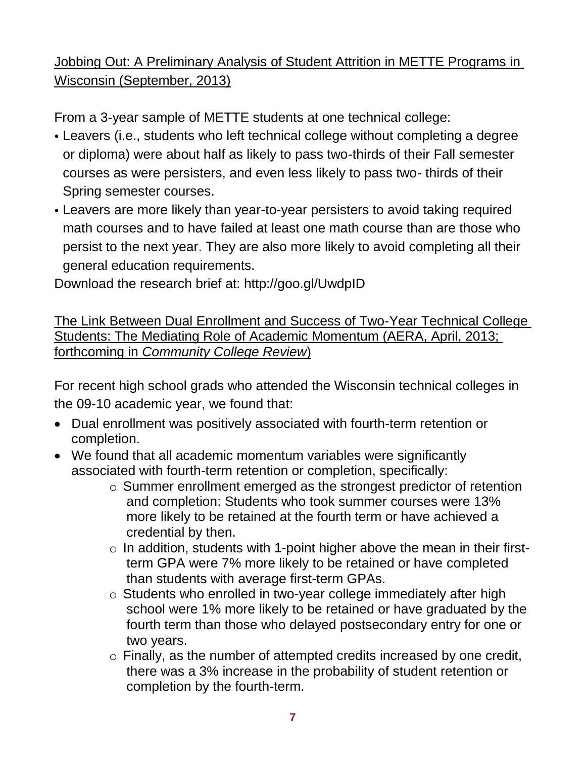Jobbing Out: A Preliminary Analysis of Student Attrition in METTE Programs in Wisconsin (September, 2013)

From a 3-year sample of METTE students at one technical college:

- Leavers (i.e., students who left technical college without completing a degree or diploma) were about half as likely to pass two-thirds of their Fall semester courses as were persisters, and even less likely to pass two- thirds of their Spring semester courses.
- Leavers are more likely than year-to-year persisters to avoid taking required math courses and to have failed at least one math course than are those who persist to the next year. They are also more likely to avoid completing all their general education requirements.

Download the research brief at: http://goo.gl/UwdpID

The Link Between Dual Enrollment and Success of Two-Year Technical College Students: The Mediating Role of Academic Momentum (AERA, April, 2013; forthcoming in *Community College Review*)

For recent high school grads who attended the Wisconsin technical colleges in the 09-10 academic year, we found that:

- Dual enrollment was positively associated with fourth-term retention or completion.
- We found that all academic momentum variables were significantly associated with fourth-term retention or completion, specifically:
  - Summer enrollment emerged as the strongest predictor of retention and completion: Students who took summer courses were 13% more likely to be retained at the fourth term or have achieved a credential by then.
  - In addition, students with 1-point higher above the mean in their first-term GPA were 7% more likely to be retained or have completed than students with average first-term GPAs.
  - Students who enrolled in two-year college immediately after high school were 1% more likely to be retained or have graduated by the fourth term than those who delayed postsecondary entry for one or two years.
  - Finally, as the number of attempted credits increased by one credit, there was a 3% increase in the probability of student retention or completion by the fourth-term.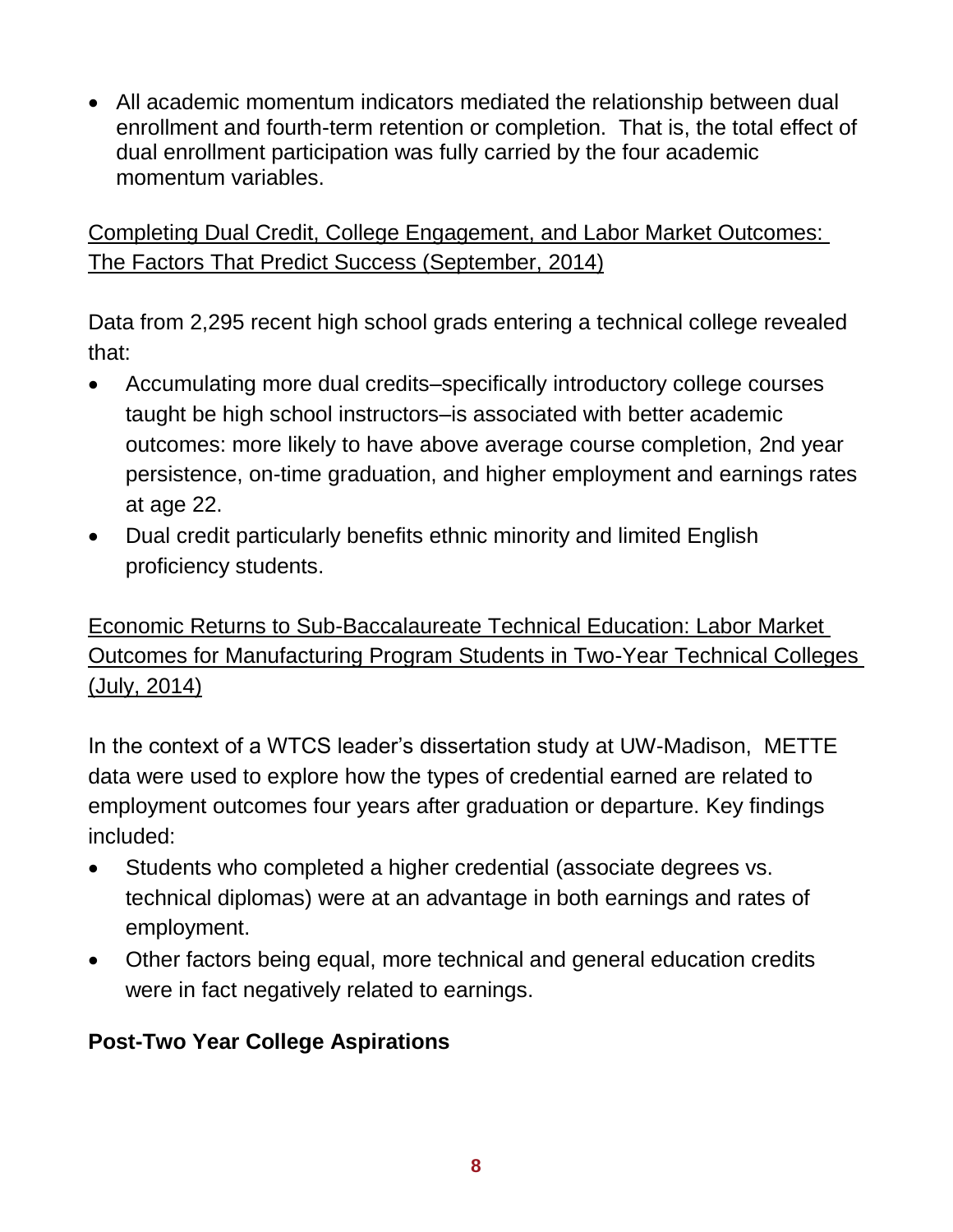- All academic momentum indicators mediated the relationship between dual enrollment and fourth-term retention or completion. That is, the total effect of dual enrollment participation was fully carried by the four academic momentum variables.

<u>Completing Dual Credit, College Engagement, and Labor Market Outcomes: The Factors That Predict Success (September, 2014)</u>

Data from 2,295 recent high school grads entering a technical college revealed that:

- Accumulating more dual credits–specifically introductory college courses taught be high school instructors–is associated with better academic outcomes: more likely to have above average course completion, 2nd year persistence, on-time graduation, and higher employment and earnings rates at age 22.
- Dual credit particularly benefits ethnic minority and limited English proficiency students.

<u>Economic Returns to Sub-Baccalaureate Technical Education: Labor Market Outcomes for Manufacturing Program Students in Two-Year Technical Colleges (July, 2014)</u>

In the context of a WTCS leader's dissertation study at UW-Madison, METTE data were used to explore how the types of credential earned are related to employment outcomes four years after graduation or departure. Key findings included:

- Students who completed a higher credential (associate degrees vs. technical diplomas) were at an advantage in both earnings and rates of employment.
- Other factors being equal, more technical and general education credits were in fact negatively related to earnings.

**Post-Two Year College Aspirations**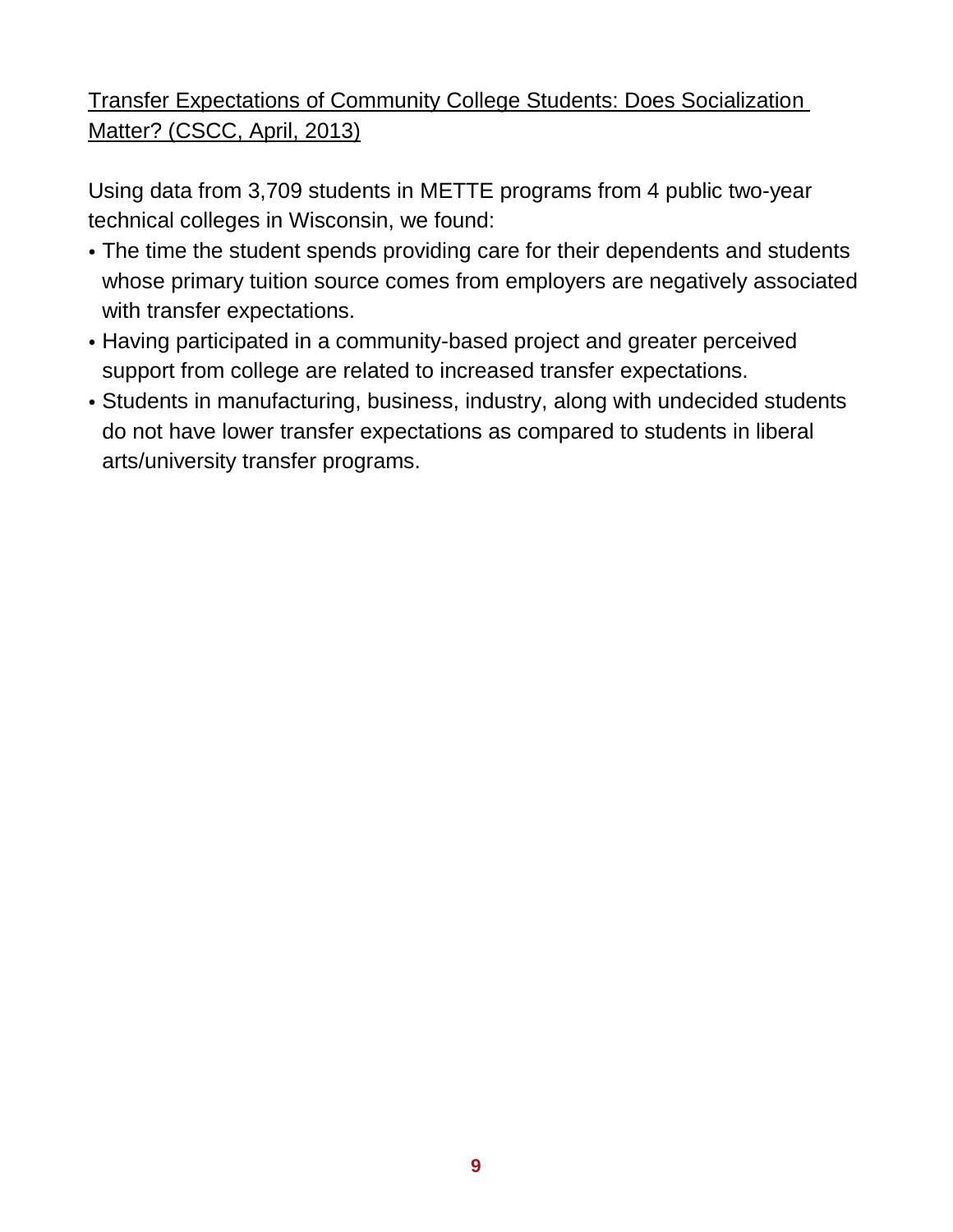Transfer Expectations of Community College Students: Does Socialization Matter? (CSCC, April, 2013)

Using data from 3,709 students in METTE programs from 4 public two-year technical colleges in Wisconsin, we found:

- The time the student spends providing care for their dependents and students whose primary tuition source comes from employers are negatively associated with transfer expectations.
- Having participated in a community-based project and greater perceived support from college are related to increased transfer expectations.
- Students in manufacturing, business, industry, along with undecided students do not have lower transfer expectations as compared to students in liberal arts/university transfer programs.